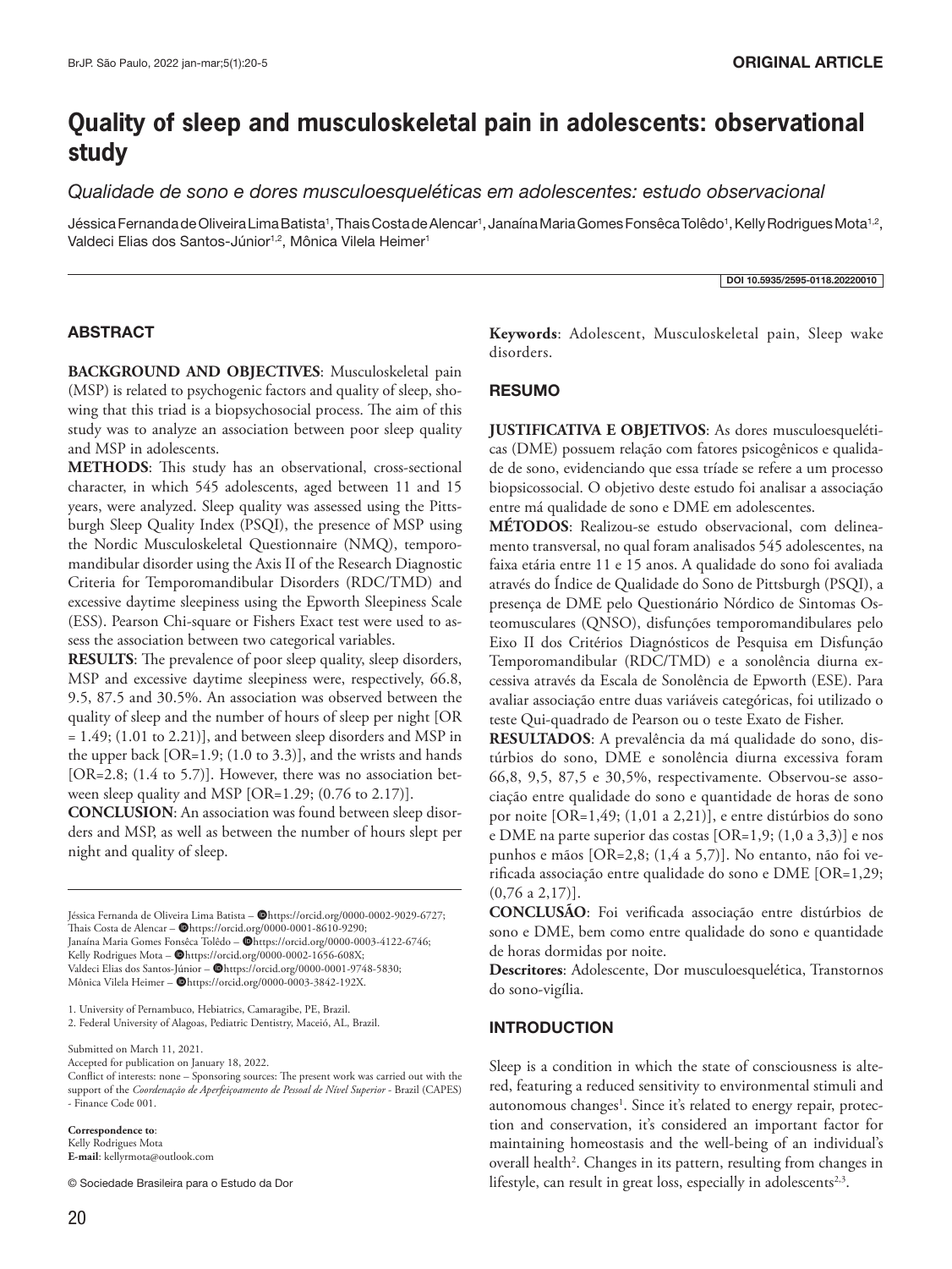# Quality of sleep and musculoskeletal pain in adolescents: observational study

*Qualidade de sono e dores musculoesqueléticas em adolescentes: estudo observacional*

Jéssica Fernanda de Oliveira Lima Batista[1], Thais Costa de Alencar[1], Janaína Maria Gomes Fonsêca Tolêdo[1], Kelly Rodrigues Mota[1,2], Valdeci Elias dos Santos-Júnior[1,2], Mônica Vilela Heimer[1]

DOI 10.5935/2595-0118.20220010

## ABSTRACT

**BACKGROUND AND OBJECTIVES**: Musculoskeletal pain (MSP) is related to psychogenic factors and quality of sleep, showing that this triad is a biopsychosocial process. The aim of this study was to analyze an association between poor sleep quality and MSP in adolescents.

**METHODS**: This study has an observational, cross-sectional character, in which 545 adolescents, aged between 11 and 15 years, were analyzed. Sleep quality was assessed using the Pittsburgh Sleep Quality Index (PSQI), the presence of MSP using the Nordic Musculoskeletal Questionnaire (NMQ), temporomandibular disorder using the Axis II of the Research Diagnostic Criteria for Temporomandibular Disorders (RDC/TMD) and excessive daytime sleepiness using the Epworth Sleepiness Scale (ESS). Pearson Chi-square or Fishers Exact test were used to assess the association between two categorical variables.

**RESULTS**: The prevalence of poor sleep quality, sleep disorders, MSP and excessive daytime sleepiness were, respectively, 66.8, 9.5, 87.5 and 30.5%. An association was observed between the quality of sleep and the number of hours of sleep per night [OR = 1.49; (1.01 to 2.21)], and between sleep disorders and MSP in the upper back [OR=1.9; (1.0 to 3.3)], and the wrists and hands [OR=2.8; (1.4 to 5.7)]. However, there was no association between sleep quality and MSP [OR=1.29; (0.76 to 2.17)].

**CONCLUSION**: An association was found between sleep disorders and MSP, as well as between the number of hours slept per night and quality of sleep.

**Keywords**: Adolescent, Musculoskeletal pain, Sleep wake disorders.

## RESUMO

**JUSTIFICATIVA E OBJETIVOS**: As dores musculoesqueléticas (DME) possuem relação com fatores psicogênicos e qualidade de sono, evidenciando que essa tríade se refere a um processo biopsicossocial. O objetivo deste estudo foi analisar a associação entre má qualidade de sono e DME em adolescentes.

**MÉTODOS**: Realizou-se estudo observacional, com delineamento transversal, no qual foram analisados 545 adolescentes, na faixa etária entre 11 e 15 anos. A qualidade do sono foi avaliada através do Índice de Qualidade do Sono de Pittsburgh (PSQI), a presença de DME pelo Questionário Nórdico de Sintomas Osteomusculares (QNSO), disfunções temporomandibulares pelo Eixo II dos Critérios Diagnósticos de Pesquisa em Disfunção Temporomandibular (RDC/TMD) e a sonolência diurna excessiva através da Escala de Sonolência de Epworth (ESE). Para avaliar associação entre duas variáveis categóricas, foi utilizado o teste Qui-quadrado de Pearson ou o teste Exato de Fisher.

**RESULTADOS**: A prevalência da má qualidade do sono, distúrbios do sono, DME e sonolência diurna excessiva foram 66,8, 9,5, 87,5 e 30,5%, respectivamente. Observou-se associação entre qualidade do sono e quantidade de horas de sono por noite [OR=1,49; (1,01 a 2,21)], e entre distúrbios do sono e DME na parte superior das costas [OR=1,9; (1,0 a 3,3)] e nos punhos e mãos [OR=2,8; (1,4 a 5,7)]. No entanto, não foi verificada associação entre qualidade do sono e DME [OR=1,29; (0,76 a 2,17)].

**CONCLUSÃO**: Foi verificada associação entre distúrbios de sono e DME, bem como entre qualidade do sono e quantidade de horas dormidas por noite.

**Descritores**: Adolescente, Dor musculoesquelética, Transtornos do sono-vigília.

Jéssica Fernanda de Oliveira Lima Batista – https://orcid.org/0000-0002-9029-6727;
Thais Costa de Alencar – https://orcid.org/0000-0001-8610-9290;
Janaína Maria Gomes Fonsêca Tolêdo – https://orcid.org/0000-0003-4122-6746;
Kelly Rodrigues Mota – https://orcid.org/0000-0002-1656-608X;
Valdeci Elias dos Santos-Júnior – https://orcid.org/0000-0001-9748-5830;
Mônica Vilela Heimer – https://orcid.org/0000-0003-3842-192X.

1. University of Pernambuco, Hebiatrics, Camaragibe, PE, Brazil.
2. Federal University of Alagoas, Pediatric Dentistry, Maceió, AL, Brazil.

Submitted on March 11, 2021.
Accepted for publication on January 18, 2022.
Conflict of interests: none – Sponsoring sources: The present work was carried out with the support of the *Coordenação de Aperfeiçoamento de Pessoal de Nível Superior* - Brazil (CAPES) - Finance Code 001.

**Correspondence to**:
Kelly Rodrigues Mota
**E-mail**: kellyrmota@outlook.com

© Sociedade Brasileira para o Estudo da Dor

## INTRODUCTION

Sleep is a condition in which the state of consciousness is altered, featuring a reduced sensitivity to environmental stimuli and autonomous changes[1]. Since it's related to energy repair, protection and conservation, it's considered an important factor for maintaining homeostasis and the well-being of an individual's overall health[2]. Changes in its pattern, resulting from changes in lifestyle, can result in great loss, especially in adolescents[2,3].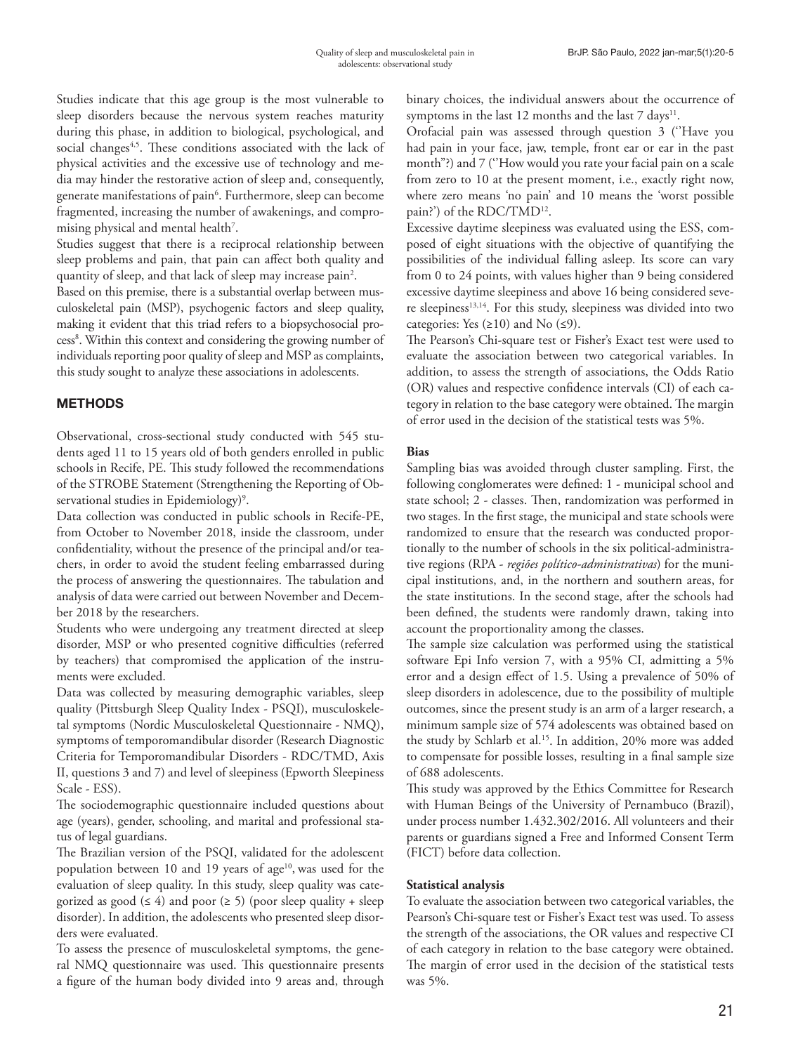Studies indicate that this age group is the most vulnerable to sleep disorders because the nervous system reaches maturity during this phase, in addition to biological, psychological, and social changes[4,5]. These conditions associated with the lack of physical activities and the excessive use of technology and media may hinder the restorative action of sleep and, consequently, generate manifestations of pain[6]. Furthermore, sleep can become fragmented, increasing the number of awakenings, and compromising physical and mental health[7].

Studies suggest that there is a reciprocal relationship between sleep problems and pain, that pain can affect both quality and quantity of sleep, and that lack of sleep may increase pain[2].

Based on this premise, there is a substantial overlap between musculoskeletal pain (MSP), psychogenic factors and sleep quality, making it evident that this triad refers to a biopsychosocial process[8]. Within this context and considering the growing number of individuals reporting poor quality of sleep and MSP as complaints, this study sought to analyze these associations in adolescents.

## METHODS

Observational, cross-sectional study conducted with 545 students aged 11 to 15 years old of both genders enrolled in public schools in Recife, PE. This study followed the recommendations of the STROBE Statement (Strengthening the Reporting of Observational studies in Epidemiology)[9].

Data collection was conducted in public schools in Recife-PE, from October to November 2018, inside the classroom, under confidentiality, without the presence of the principal and/or teachers, in order to avoid the student feeling embarrassed during the process of answering the questionnaires. The tabulation and analysis of data were carried out between November and December 2018 by the researchers.

Students who were undergoing any treatment directed at sleep disorder, MSP or who presented cognitive difficulties (referred by teachers) that compromised the application of the instruments were excluded.

Data was collected by measuring demographic variables, sleep quality (Pittsburgh Sleep Quality Index - PSQI), musculoskeletal symptoms (Nordic Musculoskeletal Questionnaire - NMQ), symptoms of temporomandibular disorder (Research Diagnostic Criteria for Temporomandibular Disorders - RDC/TMD, Axis II, questions 3 and 7) and level of sleepiness (Epworth Sleepiness Scale - ESS).

The sociodemographic questionnaire included questions about age (years), gender, schooling, and marital and professional status of legal guardians.

The Brazilian version of the PSQI, validated for the adolescent population between 10 and 19 years of age[10], was used for the evaluation of sleep quality. In this study, sleep quality was categorized as good (≤ 4) and poor (≥ 5) (poor sleep quality + sleep disorder). In addition, the adolescents who presented sleep disorders were evaluated.

To assess the presence of musculoskeletal symptoms, the general NMQ questionnaire was used. This questionnaire presents a figure of the human body divided into 9 areas and, through binary choices, the individual answers about the occurrence of symptoms in the last 12 months and the last 7 days[11].

Orofacial pain was assessed through question 3 (''Have you had pain in your face, jaw, temple, front ear or ear in the past month"?) and 7 (''How would you rate your facial pain on a scale from zero to 10 at the present moment, i.e., exactly right now, where zero means 'no pain' and 10 means the 'worst possible pain?') of the RDC/TMD[12].

Excessive daytime sleepiness was evaluated using the ESS, composed of eight situations with the objective of quantifying the possibilities of the individual falling asleep. Its score can vary from 0 to 24 points, with values higher than 9 being considered excessive daytime sleepiness and above 16 being considered severe sleepiness[13,14]. For this study, sleepiness was divided into two categories: Yes (≥10) and No (≤9).

The Pearson's Chi-square test or Fisher's Exact test were used to evaluate the association between two categorical variables. In addition, to assess the strength of associations, the Odds Ratio (OR) values and respective confidence intervals (CI) of each category in relation to the base category were obtained. The margin of error used in the decision of the statistical tests was 5%.

### Bias

Sampling bias was avoided through cluster sampling. First, the following conglomerates were defined: 1 - municipal school and state school; 2 - classes. Then, randomization was performed in two stages. In the first stage, the municipal and state schools were randomized to ensure that the research was conducted proportionally to the number of schools in the six political-administrative regions (RPA - *regiões político-administrativas*) for the municipal institutions, and, in the northern and southern areas, for the state institutions. In the second stage, after the schools had been defined, the students were randomly drawn, taking into account the proportionality among the classes.

The sample size calculation was performed using the statistical software Epi Info version 7, with a 95% CI, admitting a 5% error and a design effect of 1.5. Using a prevalence of 50% of sleep disorders in adolescence, due to the possibility of multiple outcomes, since the present study is an arm of a larger research, a minimum sample size of 574 adolescents was obtained based on the study by Schlarb et al.[15]. In addition, 20% more was added to compensate for possible losses, resulting in a final sample size of 688 adolescents.

This study was approved by the Ethics Committee for Research with Human Beings of the University of Pernambuco (Brazil), under process number 1.432.302/2016. All volunteers and their parents or guardians signed a Free and Informed Consent Term (FICT) before data collection.

### Statistical analysis

To evaluate the association between two categorical variables, the Pearson's Chi-square test or Fisher's Exact test was used. To assess the strength of the associations, the OR values and respective CI of each category in relation to the base category were obtained. The margin of error used in the decision of the statistical tests was 5%.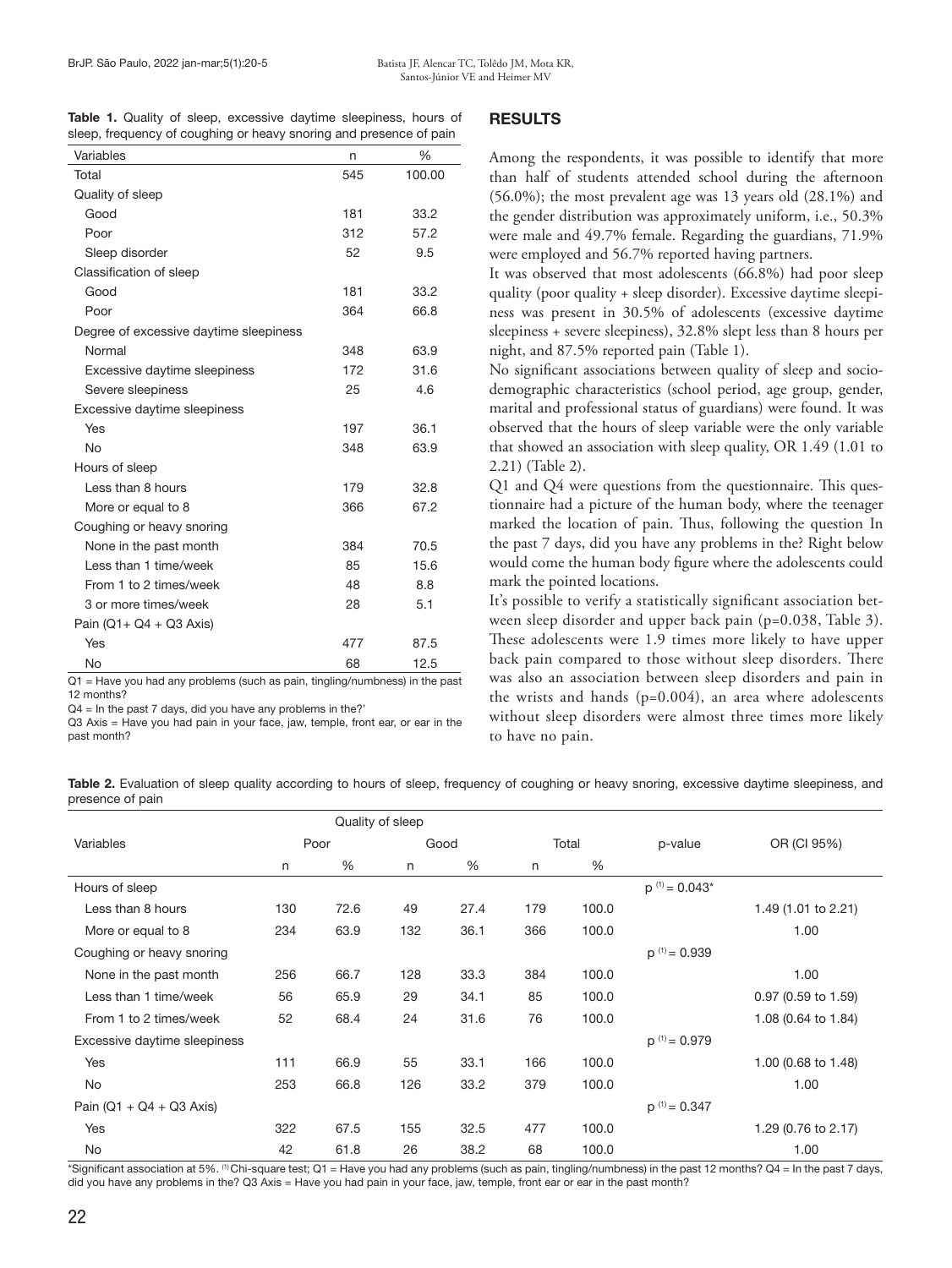**Table 1.** Quality of sleep, excessive daytime sleepiness, hours of sleep, frequency of coughing or heavy snoring and presence of pain

| Variables | n | % |
|---|---|---|
| Total | 545 | 100.00 |
| Quality of sleep | | |
| Good | 181 | 33.2 |
| Poor | 312 | 57.2 |
| Sleep disorder | 52 | 9.5 |
| Classification of sleep | | |
| Good | 181 | 33.2 |
| Poor | 364 | 66.8 |
| Degree of excessive daytime sleepiness | | |
| Normal | 348 | 63.9 |
| Excessive daytime sleepiness | 172 | 31.6 |
| Severe sleepiness | 25 | 4.6 |
| Excessive daytime sleepiness | | |
| Yes | 197 | 36.1 |
| No | 348 | 63.9 |
| Hours of sleep | | |
| Less than 8 hours | 179 | 32.8 |
| More or equal to 8 | 366 | 67.2 |
| Coughing or heavy snoring | | |
| None in the past month | 384 | 70.5 |
| Less than 1 time/week | 85 | 15.6 |
| From 1 to 2 times/week | 48 | 8.8 |
| 3 or more times/week | 28 | 5.1 |
| Pain (Q1+ Q4 + Q3 Axis) | | |
| Yes | 477 | 87.5 |
| No | 68 | 12.5 |

Q1 = Have you had any problems (such as pain, tingling/numbness) in the past 12 months?
Q4 = In the past 7 days, did you have any problems in the?'
Q3 Axis = Have you had pain in your face, jaw, temple, front ear, or ear in the past month?

## RESULTS

Among the respondents, it was possible to identify that more than half of students attended school during the afternoon (56.0%); the most prevalent age was 13 years old (28.1%) and the gender distribution was approximately uniform, i.e., 50.3% were male and 49.7% female. Regarding the guardians, 71.9% were employed and 56.7% reported having partners.

It was observed that most adolescents (66.8%) had poor sleep quality (poor quality + sleep disorder). Excessive daytime sleepiness was present in 30.5% of adolescents (excessive daytime sleepiness + severe sleepiness), 32.8% slept less than 8 hours per night, and 87.5% reported pain (Table 1).

No significant associations between quality of sleep and sociodemographic characteristics (school period, age group, gender, marital and professional status of guardians) were found. It was observed that the hours of sleep variable were the only variable that showed an association with sleep quality, OR 1.49 (1.01 to 2.21) (Table 2).

Q1 and Q4 were questions from the questionnaire. This questionnaire had a picture of the human body, where the teenager marked the location of pain. Thus, following the question In the past 7 days, did you have any problems in the? Right below would come the human body figure where the adolescents could mark the pointed locations.

It's possible to verify a statistically significant association between sleep disorder and upper back pain (p=0.038, Table 3). These adolescents were 1.9 times more likely to have upper back pain compared to those without sleep disorders. There was also an association between sleep disorders and pain in the wrists and hands (p=0.004), an area where adolescents without sleep disorders were almost three times more likely to have no pain.

**Table 2.** Evaluation of sleep quality according to hours of sleep, frequency of coughing or heavy snoring, excessive daytime sleepiness, and presence of pain

| Variables | Quality of sleep | | | | | | p-value | OR (CI 95%) |
|---|---|---|---|---|---|---|---|---|
| | Poor | | Good | | Total | | | |
| | n | % | n | % | n | % | | |
| Hours of sleep | | | | | | | $p^{(1)} = 0.043$* | |
| Less than 8 hours | 130 | 72.6 | 49 | 27.4 | 179 | 100.0 | | 1.49 (1.01 to 2.21) |
| More or equal to 8 | 234 | 63.9 | 132 | 36.1 | 366 | 100.0 | | 1.00 |
| Coughing or heavy snoring | | | | | | | $p^{(1)} = 0.939$ | |
| None in the past month | 256 | 66.7 | 128 | 33.3 | 384 | 100.0 | | 1.00 |
| Less than 1 time/week | 56 | 65.9 | 29 | 34.1 | 85 | 100.0 | | 0.97 (0.59 to 1.59) |
| From 1 to 2 times/week | 52 | 68.4 | 24 | 31.6 | 76 | 100.0 | | 1.08 (0.64 to 1.84) |
| Excessive daytime sleepiness | | | | | | | $p^{(1)} = 0.979$ | |
| Yes | 111 | 66.9 | 55 | 33.1 | 166 | 100.0 | | 1.00 (0.68 to 1.48) |
| No | 253 | 66.8 | 126 | 33.2 | 379 | 100.0 | | 1.00 |
| Pain (Q1 + Q4 + Q3 Axis) | | | | | | | $p^{(1)} = 0.347$ | |
| Yes | 322 | 67.5 | 155 | 32.5 | 477 | 100.0 | | 1.29 (0.76 to 2.17) |
| No | 42 | 61.8 | 26 | 38.2 | 68 | 100.0 | | 1.00 |

*Significant association at 5%. [(1)] Chi-square test; Q1 = Have you had any problems (such as pain, tingling/numbness) in the past 12 months? Q4 = In the past 7 days, did you have any problems in the? Q3 Axis = Have you had pain in your face, jaw, temple, front ear or ear in the past month?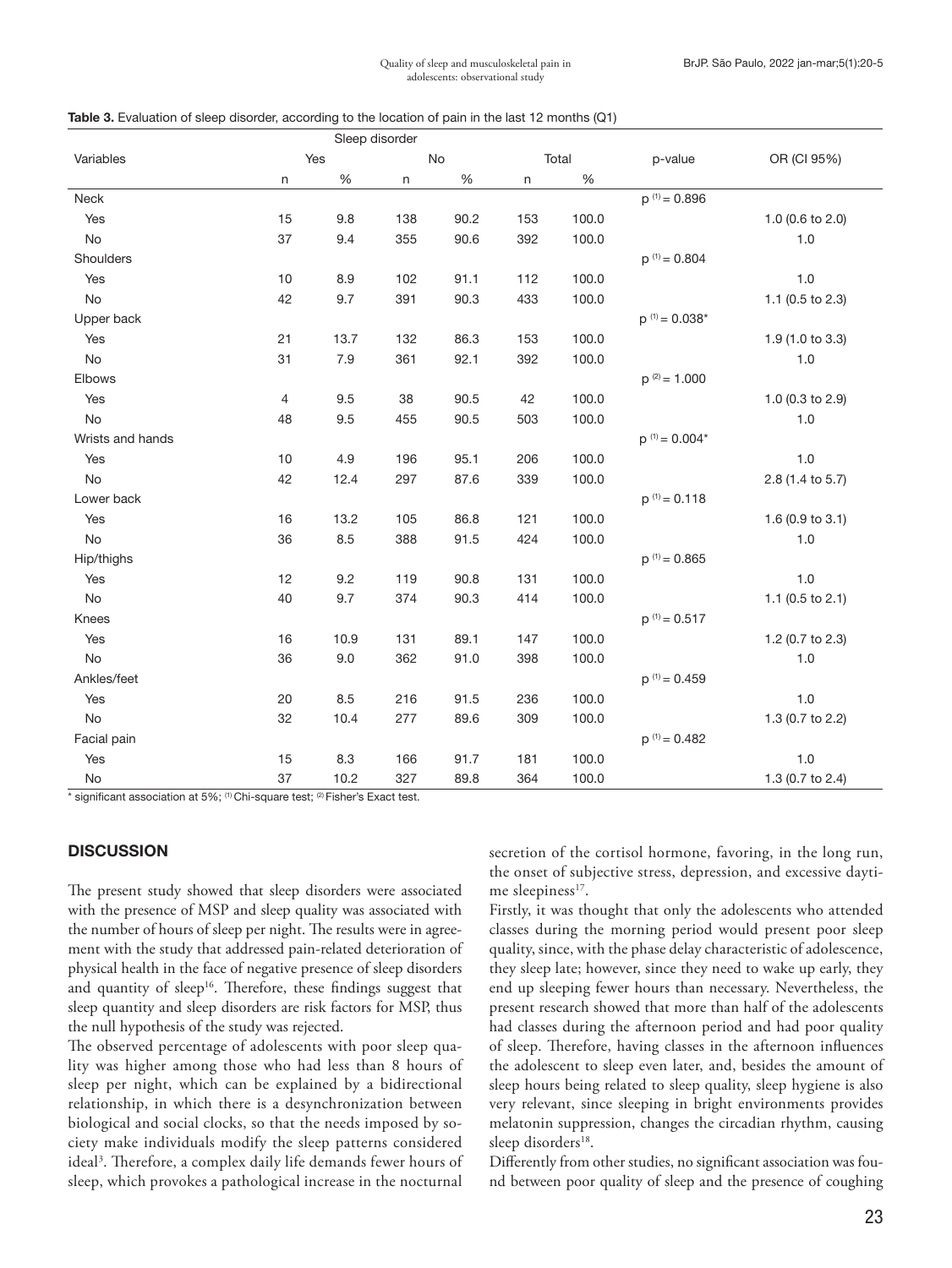**Table 3.** Evaluation of sleep disorder, according to the location of pain in the last 12 months (Q1)

| Variables | Sleep disorder | | | | | | p-value | OR (CI 95%) |
|---|---|---|---|---|---|---|---|---|
| | Yes | | No | | Total | | | |
| | n | % | n | % | n | % | | |
| Neck | | | | | | | p (1) = 0.896 | |
| Yes | 15 | 9.8 | 138 | 90.2 | 153 | 100.0 | | 1.0 (0.6 to 2.0) |
| No | 37 | 9.4 | 355 | 90.6 | 392 | 100.0 | | 1.0 |
| Shoulders | | | | | | | p (1) = 0.804 | |
| Yes | 10 | 8.9 | 102 | 91.1 | 112 | 100.0 | | 1.0 |
| No | 42 | 9.7 | 391 | 90.3 | 433 | 100.0 | | 1.1 (0.5 to 2.3) |
| Upper back | | | | | | | p (1) = 0.038* | |
| Yes | 21 | 13.7 | 132 | 86.3 | 153 | 100.0 | | 1.9 (1.0 to 3.3) |
| No | 31 | 7.9 | 361 | 92.1 | 392 | 100.0 | | 1.0 |
| Elbows | | | | | | | p (2) = 1.000 | |
| Yes | 4 | 9.5 | 38 | 90.5 | 42 | 100.0 | | 1.0 (0.3 to 2.9) |
| No | 48 | 9.5 | 455 | 90.5 | 503 | 100.0 | | 1.0 |
| Wrists and hands | | | | | | | p (1) = 0.004* | |
| Yes | 10 | 4.9 | 196 | 95.1 | 206 | 100.0 | | 1.0 |
| No | 42 | 12.4 | 297 | 87.6 | 339 | 100.0 | | 2.8 (1.4 to 5.7) |
| Lower back | | | | | | | p (1) = 0.118 | |
| Yes | 16 | 13.2 | 105 | 86.8 | 121 | 100.0 | | 1.6 (0.9 to 3.1) |
| No | 36 | 8.5 | 388 | 91.5 | 424 | 100.0 | | 1.0 |
| Hip/thighs | | | | | | | p (1) = 0.865 | |
| Yes | 12 | 9.2 | 119 | 90.8 | 131 | 100.0 | | 1.0 |
| No | 40 | 9.7 | 374 | 90.3 | 414 | 100.0 | | 1.1 (0.5 to 2.1) |
| Knees | | | | | | | p (1) = 0.517 | |
| Yes | 16 | 10.9 | 131 | 89.1 | 147 | 100.0 | | 1.2 (0.7 to 2.3) |
| No | 36 | 9.0 | 362 | 91.0 | 398 | 100.0 | | 1.0 |
| Ankles/feet | | | | | | | p (1) = 0.459 | |
| Yes | 20 | 8.5 | 216 | 91.5 | 236 | 100.0 | | 1.0 |
| No | 32 | 10.4 | 277 | 89.6 | 309 | 100.0 | | 1.3 (0.7 to 2.2) |
| Facial pain | | | | | | | p (1) = 0.482 | |
| Yes | 15 | 8.3 | 166 | 91.7 | 181 | 100.0 | | 1.0 |
| No | 37 | 10.2 | 327 | 89.8 | 364 | 100.0 | | 1.3 (0.7 to 2.4) |

\* significant association at 5%; (1) Chi-square test; (2) Fisher's Exact test.

## DISCUSSION

The present study showed that sleep disorders were associated with the presence of MSP and sleep quality was associated with the number of hours of sleep per night. The results were in agreement with the study that addressed pain-related deterioration of physical health in the face of negative presence of sleep disorders and quantity of sleep[16]. Therefore, these findings suggest that sleep quantity and sleep disorders are risk factors for MSP, thus the null hypothesis of the study was rejected.

The observed percentage of adolescents with poor sleep quality was higher among those who had less than 8 hours of sleep per night, which can be explained by a bidirectional relationship, in which there is a desynchronization between biological and social clocks, so that the needs imposed by society make individuals modify the sleep patterns considered ideal[3]. Therefore, a complex daily life demands fewer hours of sleep, which provokes a pathological increase in the nocturnal secretion of the cortisol hormone, favoring, in the long run, the onset of subjective stress, depression, and excessive daytime sleepiness[17].

Firstly, it was thought that only the adolescents who attended classes during the morning period would present poor sleep quality, since, with the phase delay characteristic of adolescence, they sleep late; however, since they need to wake up early, they end up sleeping fewer hours than necessary. Nevertheless, the present research showed that more than half of the adolescents had classes during the afternoon period and had poor quality of sleep. Therefore, having classes in the afternoon influences the adolescent to sleep even later, and, besides the amount of sleep hours being related to sleep quality, sleep hygiene is also very relevant, since sleeping in bright environments provides melatonin suppression, changes the circadian rhythm, causing sleep disorders[18].

Differently from other studies, no significant association was found between poor quality of sleep and the presence of coughing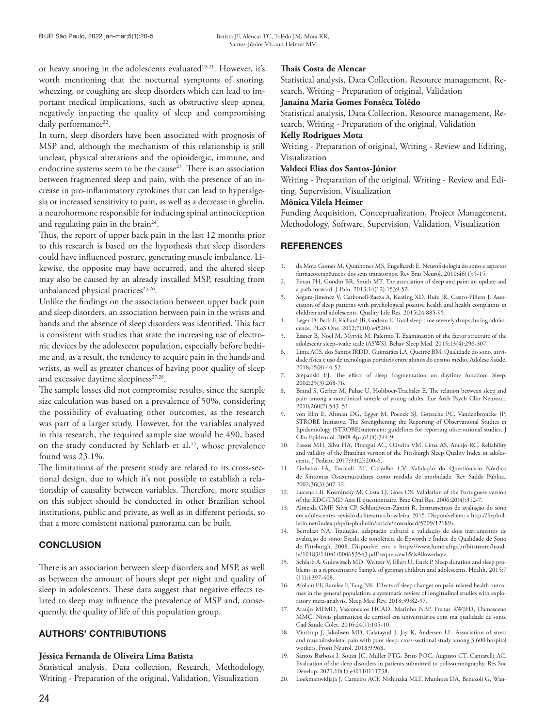or heavy snoring in the adolescents evaluated[19-21]. However, it's worth mentioning that the nocturnal symptoms of snoring, wheezing, or coughing are sleep disorders which can lead to important medical implications, such as obstructive sleep apnea, negatively impacting the quality of sleep and compromising daily performance[22].

In turn, sleep disorders have been associated with prognosis of MSP and, although the mechanism of this relationship is still unclear, physical alterations and the opioidergic, immune, and endocrine systems seem to be the cause[23]. There is an association between fragmented sleep and pain, with the presence of an increase in pro-inflammatory cytokines that can lead to hyperalgesia or increased sensitivity to pain, as well as a decrease in ghrelin, a neurohormone responsible for inducing spinal antinociception and regulating pain in the brain[24].

Thus, the report of upper back pain in the last 12 months prior to this research is based on the hypothesis that sleep disorders could have influenced posture, generating muscle imbalance. Likewise, the opposite may have occurred, and the altered sleep may also be caused by an already installed MSP, resulting from unbalanced physical practices[25,26].

Unlike the findings on the association between upper back pain and sleep disorders, an association between pain in the wrists and hands and the absence of sleep disorders was identified. This fact is consistent with studies that state the increasing use of electronic devices by the adolescent population, especially before bedtime and, as a result, the tendency to acquire pain in the hands and wrists, as well as greater chances of having poor quality of sleep and excessive daytime sleepiness[27,28].

The sample losses did not compromise results, since the sample size calculation was based on a prevalence of 50%, considering the possibility of evaluating other outcomes, as the research was part of a larger study. However, for the variables analyzed in this research, the required sample size would be 490, based on the study conducted by Schlarb et al.[15], whose prevalence found was 23.1%.

The limitations of the present study are related to its cross-sectional design, due to which it's not possible to establish a relationship of causality between variables. Therefore, more studies on this subject should be conducted in other Brazilian school institutions, public and private, as well as in different periods, so that a more consistent national panorama can be built.

## CONCLUSION

There is an association between sleep disorders and MSP, as well as between the amount of hours slept per night and quality of sleep in adolescents. These data suggest that negative effects related to sleep may influence the prevalence of MSP and, consequently, the quality of life of this population group.

## AUTHORS' CONTRIBUTIONS

**Jéssica Fernanda de Oliveira Lima Batista**
Statistical analysis, Data collection, Research, Methodology, Writing - Preparation of the original, Validation, Visualization

**Thais Costa de Alencar**
Statistical analysis, Data Collection, Resource management, Research, Writing - Preparation of original, Validation

**Janaína Maria Gomes Fonsêca Tolêdo**
Statistical analysis, Data Collection, Resource management, Research, Writing - Preparation of the original, Validation

**Kelly Rodrigues Mota**
Writing - Preparation of original, Writing - Review and Editing, Visualization

**Valdeci Elias dos Santos-Júnior**
Writing - Preparation of the original, Writing - Review and Editing, Supervision, Visualization

**Mônica Vilela Heimer**
Funding Acquisition, Conceptualization, Project Management, Methodology, Software, Supervision, Validation, Visualization

## REFERENCES

1. da Mota Gomes M, Quinhones MS, Engelhardt E. Neurofisiologia do sono e aspectos farmacoterapêuticos dos seus transtornos. Rev Bras Neurol. 2010;46(1):5-15.
2. Finan PH, Goodin BR, Smith MT. The association of sleep and pain: an update and a path forward. J Pain. 2013;14(12):1539-52.
3. Segura-Jiménez V, Carbonell-Baeza A, Keating XD, Ruiz JR, Castro-Piñero J. Association of sleep patterns with psychological positive health and health complaints in children and adolescents. Quality Life Res. 2015;24:885-95.
4. Leger D, Beck F, Richard JB, Godeau E. Total sleep time severely drops during adolescence. PLoS One. 2012;7(10):e45204.
5. Essner B, Noel M, Myrvik M, Palermo T. Examination of the factor structure of the adolescent sleep–wake scale (ASWS). Behav Sleep Med. 2015;13(4):296-307.
6. Lima ACS, dos Santos IRDD, Guimarães LA, Queiroz BM. Qualidade do sono, atividade física e uso de tecnologias portáteis entre alunos do ensino médio. Adolesc Saúde. 2018;15(8):44-52.
7. Stepanski EJ. The effect of sleep fragmentation on daytime function. Sleep. 2002;25(3):268-76.
8. Brand S, Gerber M, Puhse U, Holsboer-Trachsler E. The relation between sleep and pain among a nonclinical sample of young adults. Eur Arch Psych Clin Neurosci. 2010;260(7):543–51.
9. von Elm E, Altman DG, Egger M, Pocock SJ, Gøtzsche PC, Vandenbroucke JP; STROBE Initiative. The Strengthening the Reporting of Observational Studies in Epidemiology (STROBE)statement: guidelines for reporting observational studies. J Clin Epidemiol. 2008 Apr;61(4):344-9.
10. Passos MH, Silva HA, Pitangui AC, Oliveira VM, Lima AS, Araújo RC. Reliability and validity of the Brazilian version of the Pittsburgh Sleep Quality Index in adolescents. J Pediatr. 2017;93(2):200-6.
11. Pinheiro FA, Troccoli BT, Carvalho CV. Validação do Questionário Nórdico de Sintomas Osteomusculares como medida de morbidade. Rev Saúde Pública. 2002;36(3):307-12.
12. Lucena LB, Kosminsky M, Costa LJ, Góes OS. Validation of the Portuguese version of the RDC/TMD Axis II questionnaire. Braz Oral Res. 2006;20(4):312-7.
13. Almeida GMF, Silva CP, Schlindwein-Zanini R. Instrumentos de avaliação do sono em adolescentes: revisão da literatura brasileira. 2015. Disponível em: < http://fiepbulletin.net/index.php/fiepbulletin/article/download/5709/12189>.
14. Bertolazi NA. Tradução, adaptação cultural e validação de dois instrumentos de avaliação do sono: Escala de sonolência de Epworth e Índice de Qualidade de Sono de Pittsburgh. 2008. Disponível em: < https://www.lume.ufrgs.br/bitstream/handle/10183/14041/000653543.pdf?sequence=1&isAllowed=y>.
15. Schlarb A, Gulewitsch MD, Weltzer V, Ellert U, Enck P. Sleep duration and sleep problems in a representative Sample of german children and adolescents. Health. 2015;7(11):1397-408.
16. Afolalu EF, Ramlee F, Tang NK. Effects of sleep changes on pain-related health outcomes in the general population: a systematic review of longitudinal studies with exploratory meta-analysis. Sleep Med Rev. 2018;39:82-97.
17. Araujo MFMD, Vasconcelos HCAD, Marinho NBP, Freitas RWJFD, Damasceno MMC. Niveis plasmaticos de cortisol em universitários com ma qualidade de sono. Cad Saude Colet. 2016;24(1):105-10.
18. Vinstrup J, Jakobsen MD, Calatayud J, Jay K, Andersen LL. Association of stress and musculoskeletal pain with poor sleep: cross-sectional study among 3,600 hospital workers. Front Neurol. 2018;9:968.
19. Santos Barbosa I, Souza JC, Muller PTG, Brito POC, Augusto CT, Cantarelli AC. Evaluation of the sleep disorders in patients submitted to polissomnography. Res Soc Develop. 2021;10(1):e40110111738.
20. Loekmanwidjaja J, Carneiro ACF, Nishinaka MLT, Munhoes DA, Benezoli G, Wan-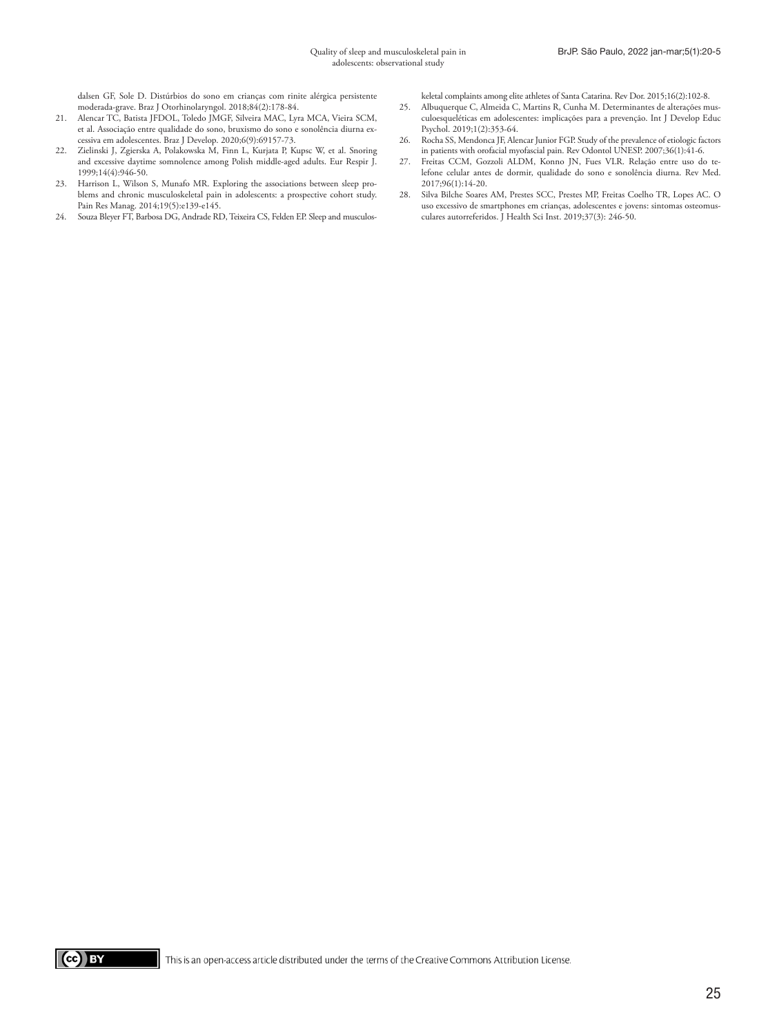dalsen GF, Sole D. Distúrbios do sono em crianças com rinite alérgica persistente moderada-grave. Braz J Otorhinolaryngol. 2018;84(2):178-84.

21. Alencar TC, Batista JFDOL, Toledo JMGF, Silveira MAC, Lyra MCA, Vieira SCM, et al. Associação entre qualidade do sono, bruxismo do sono e sonolência diurna excessiva em adolescentes. Braz J Develop. 2020;6(9):69157-73.
22. Zielinski J, Zgierska A, Polakowska M, Finn L, Kurjata P, Kupsc W, et al. Snoring and excessive daytime somnolence among Polish middle-aged adults. Eur Respir J. 1999;14(4):946-50.
23. Harrison L, Wilson S, Munafo MR. Exploring the associations between sleep problems and chronic musculoskeletal pain in adolescents: a prospective cohort study. Pain Res Manag. 2014;19(5):e139-e145.
24. Souza Bleyer FT, Barbosa DG, Andrade RD, Teixeira CS, Felden EP. Sleep and musculoskeletal complaints among elite athletes of Santa Catarina. Rev Dor. 2015;16(2):102-8.
25. Albuquerque C, Almeida C, Martins R, Cunha M. Determinantes de alterações musculoesqueléticas em adolescentes: implicações para a prevenção. Int J Develop Educ Psychol. 2019;1(2):353-64.
26. Rocha SS, Mendonca JF, Alencar Junior FGP. Study of the prevalence of etiologic factors in patients with orofacial myofascial pain. Rev Odontol UNESP. 2007;36(1):41-6.
27. Freitas CCM, Gozzoli ALDM, Konno JN, Fues VLR. Relação entre uso do telefone celular antes de dormir, qualidade do sono e sonolência diurna. Rev Med. 2017;96(1):14-20.
28. Silva Bilche Soares AM, Prestes SCC, Prestes MP, Freitas Coelho TR, Lopes AC. O uso excessivo de smartphones em crianças, adolescentes e jovens: sintomas osteomusculares autorreferidos. J Health Sci Inst. 2019;37(3): 246-50.

This is an open-access article distributed under the terms of the Creative Commons Attribution License.